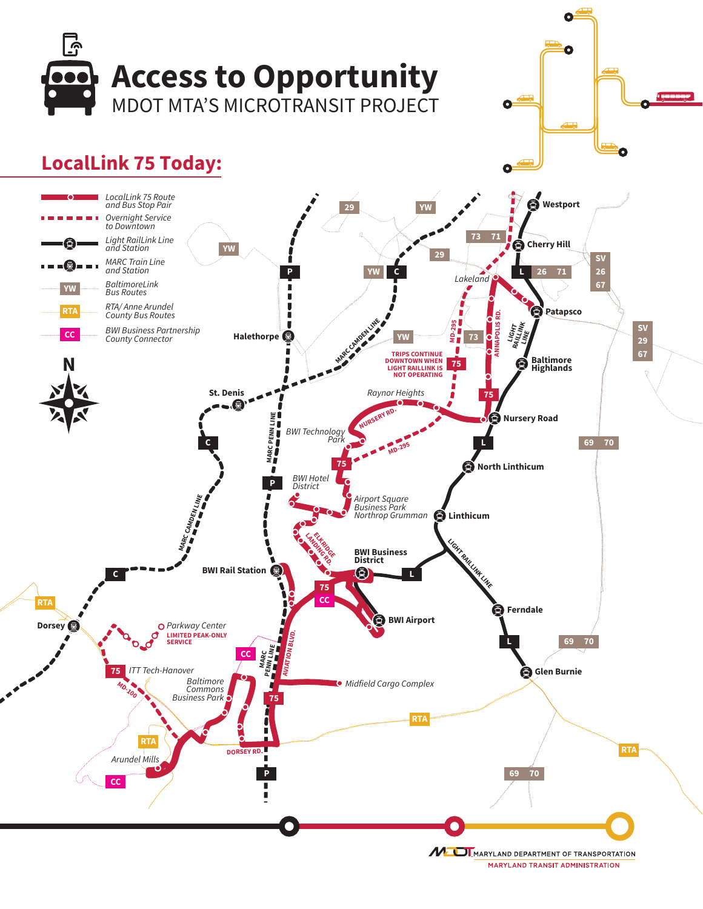# Access to Opportunity

MDOT MTA'S MICROTRANSIT PROJECT

## LocalLink 75 Today:

- *LocalLink 75 Route and Bus Stop Pair*
- *Overnight Service to Downtown*
- *Light RailLink Line and Station*
- *MARC Train Line and Station*
- YW *BaltimoreLink Bus Routes*
- RTA *RTA/ Anne Arundel County Bus Routes*
- CC *BWI Business Partnership County Connector*

N

Westport
Cherry Hill
Lakeland
Patapsco
Baltimore Highlands
Nursery Road
North Linthicum
Linthicum
BWI Business District
BWI Airport
Ferndale
Glen Burnie
Halethorpe
St. Denis
BWI Rail Station
Dorsey

*Raynor Heights*
*BWI Technology Park*
*BWI Hotel District*
*Airport Square Business Park Northrop Grumman*
*Parkway Center*
LIMITED PEAK-ONLY SERVICE
*ITT Tech-Hanover*
*Baltimore Commons Business Park*
*Arundel Mills*
*Midfield Cargo Complex*

TRIPS CONTINUE DOWNTOWN WHEN LIGHT RAILLINK IS NOT OPERATING

NURSERY RD. · MD-295 · ANNAPOLIS RD. · ELKRIDGE LANDING RD. · AVIATION BLVD. · DORSEY RD. · MD-100 · MARC PENN LINE · MARC CAMDEN LINE · LIGHT RAILLINK LINE

MARYLAND DEPARTMENT OF TRANSPORTATION
MARYLAND TRANSIT ADMINISTRATION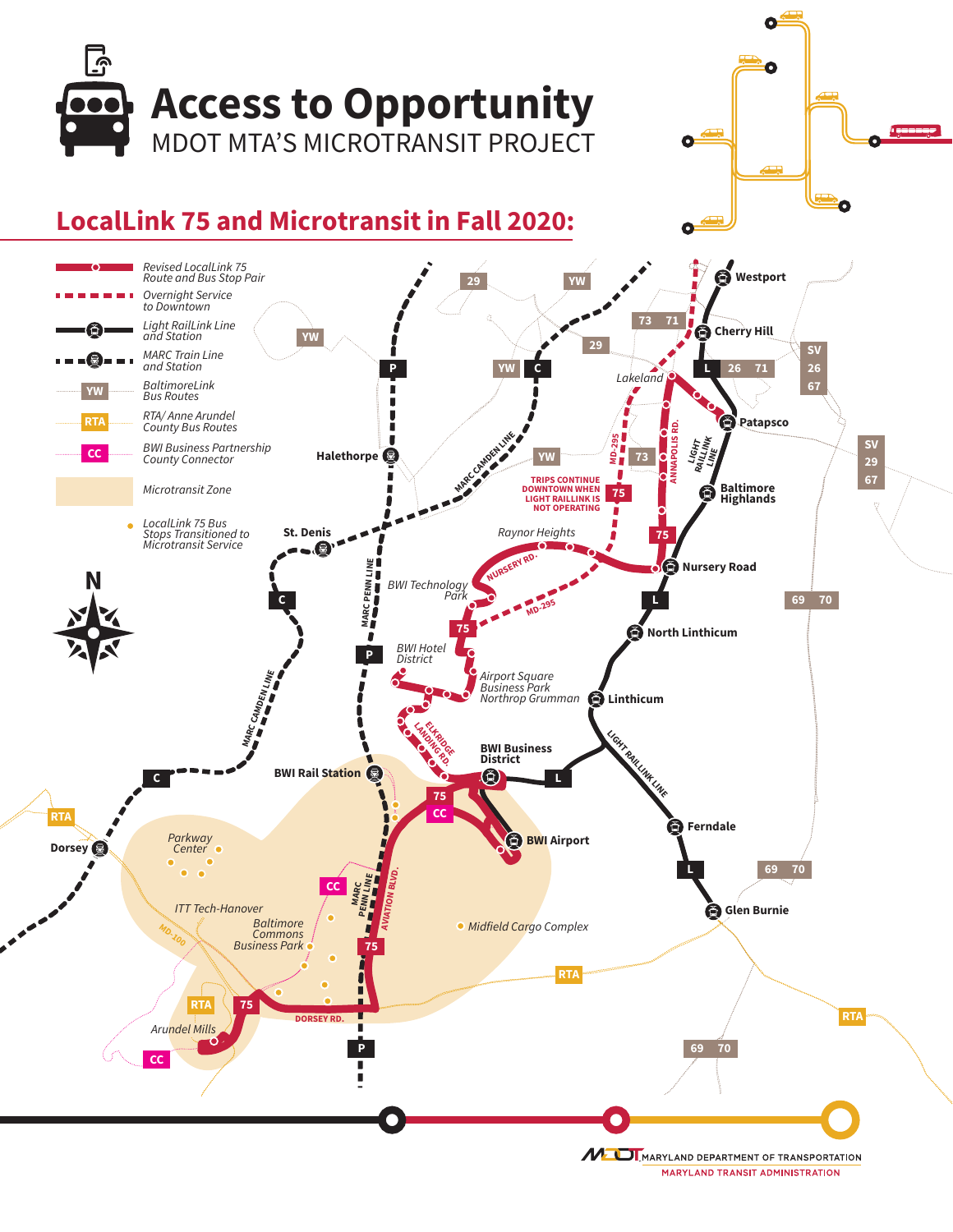# Access to Opportunity

MDOT MTA'S MICROTRANSIT PROJECT

## LocalLink 75 and Microtransit in Fall 2020:

- Revised LocalLink 75 Route and Bus Stop Pair
- Overnight Service to Downtown
- Light RailLink Line and Station
- MARC Train Line and Station
- YW — BaltimoreLink Bus Routes
- RTA — RTA/ Anne Arundel County Bus Routes
- CC — BWI Business Partnership County Connector
- Microtransit Zone
- LocalLink 75 Bus Stops Transitioned to Microtransit Service

N

Westport
Cherry Hill
Lakeland
Patapsco
Baltimore Highlands
Nursery Road
North Linthicum
Linthicum
Ferndale
Glen Burnie
BWI Business District
BWI Airport
BWI Rail Station
Halethorpe
St. Denis
Dorsey
Raynor Heights
BWI Technology Park
BWI Hotel District
Airport Square Business Park Northrop Grumman
Parkway Center
ITT Tech-Hanover
Baltimore Commons Business Park
Midfield Cargo Complex
Arundel Mills

TRIPS CONTINUE DOWNTOWN WHEN LIGHT RAILLINK IS NOT OPERATING

MARC CAMDEN LINE
MARC PENN LINE
LIGHT RAILLINK LINE
MD-295
ANNAPOLIS RD.
NURSERY RD.
ELKRIDGE LANDING RD.
AVIATION BLVD.
DORSEY RD.
MD-100

29, YW, 73, 71, 26, SV, 67, 75, 69, 70, P, C, L, CC, RTA

MARYLAND DEPARTMENT OF TRANSPORTATION
MARYLAND TRANSIT ADMINISTRATION